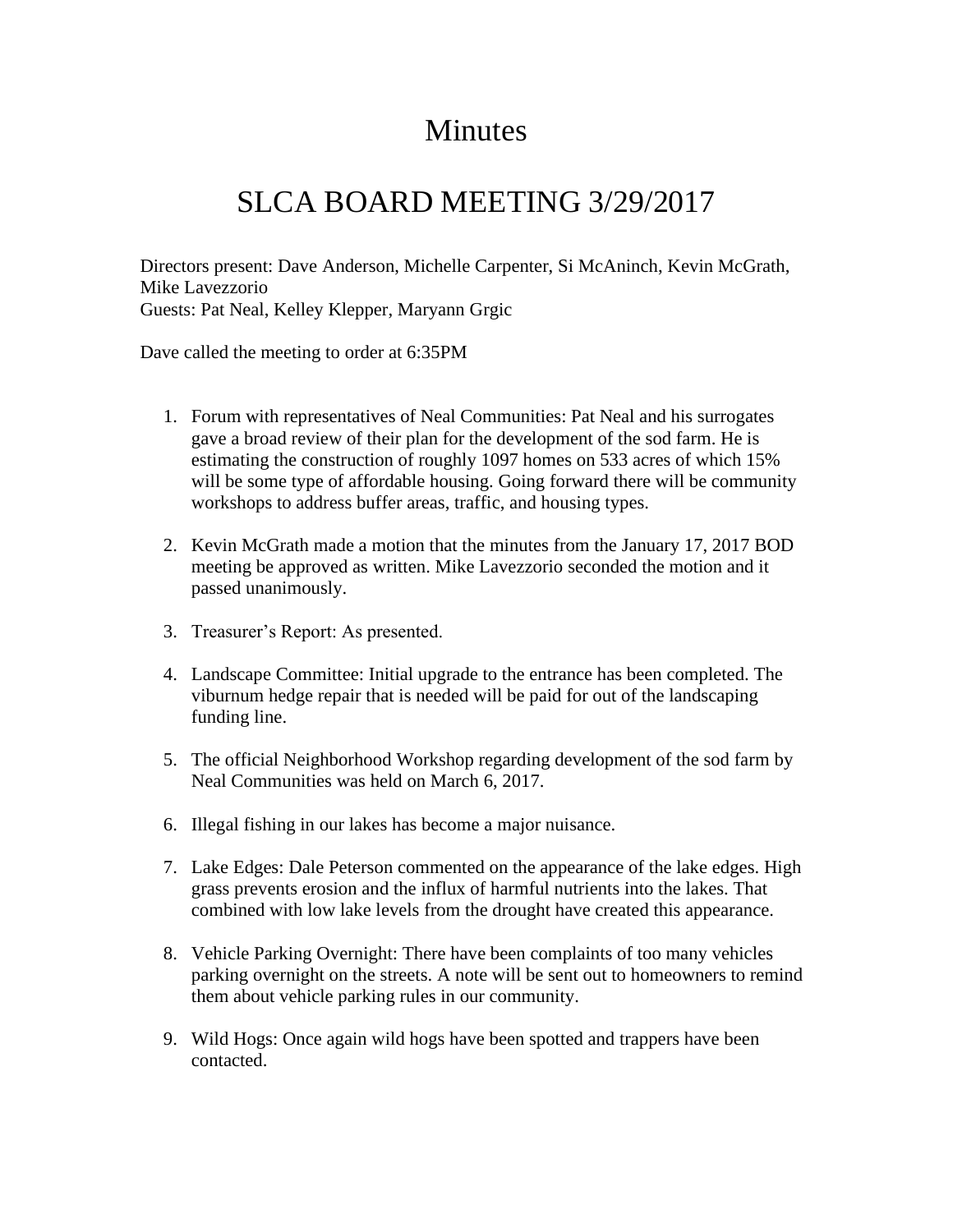# Minutes

# SLCA BOARD MEETING 3/29/2017

Directors present: Dave Anderson, Michelle Carpenter, Si McAninch, Kevin McGrath, Mike Lavezzorio
Guests: Pat Neal, Kelley Klepper, Maryann Grgic

Dave called the meeting to order at 6:35PM

1. Forum with representatives of Neal Communities: Pat Neal and his surrogates gave a broad review of their plan for the development of the sod farm. He is estimating the construction of roughly 1097 homes on 533 acres of which 15% will be some type of affordable housing. Going forward there will be community workshops to address buffer areas, traffic, and housing types.

2. Kevin McGrath made a motion that the minutes from the January 17, 2017 BOD meeting be approved as written. Mike Lavezzorio seconded the motion and it passed unanimously.

3. Treasurer's Report: As presented.

4. Landscape Committee: Initial upgrade to the entrance has been completed. The viburnum hedge repair that is needed will be paid for out of the landscaping funding line.

5. The official Neighborhood Workshop regarding development of the sod farm by Neal Communities was held on March 6, 2017.

6. Illegal fishing in our lakes has become a major nuisance.

7. Lake Edges: Dale Peterson commented on the appearance of the lake edges. High grass prevents erosion and the influx of harmful nutrients into the lakes. That combined with low lake levels from the drought have created this appearance.

8. Vehicle Parking Overnight: There have been complaints of too many vehicles parking overnight on the streets. A note will be sent out to homeowners to remind them about vehicle parking rules in our community.

9. Wild Hogs: Once again wild hogs have been spotted and trappers have been contacted.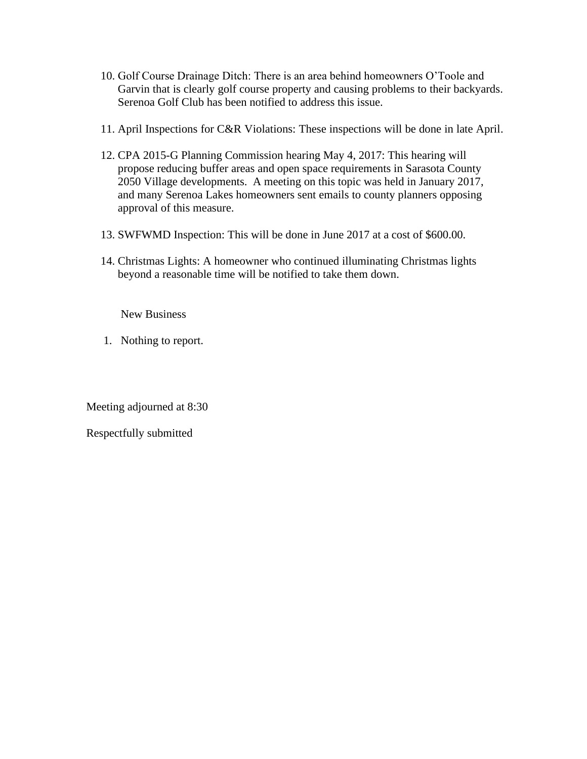10. Golf Course Drainage Ditch: There is an area behind homeowners O'Toole and Garvin that is clearly golf course property and causing problems to their backyards. Serenoa Golf Club has been notified to address this issue.

11. April Inspections for C&R Violations: These inspections will be done in late April.

12. CPA 2015-G Planning Commission hearing May 4, 2017: This hearing will propose reducing buffer areas and open space requirements in Sarasota County 2050 Village developments. A meeting on this topic was held in January 2017, and many Serenoa Lakes homeowners sent emails to county planners opposing approval of this measure.

13. SWFWMD Inspection: This will be done in June 2017 at a cost of $600.00.

14. Christmas Lights: A homeowner who continued illuminating Christmas lights beyond a reasonable time will be notified to take them down.

New Business

1. Nothing to report.

Meeting adjourned at 8:30

Respectfully submitted